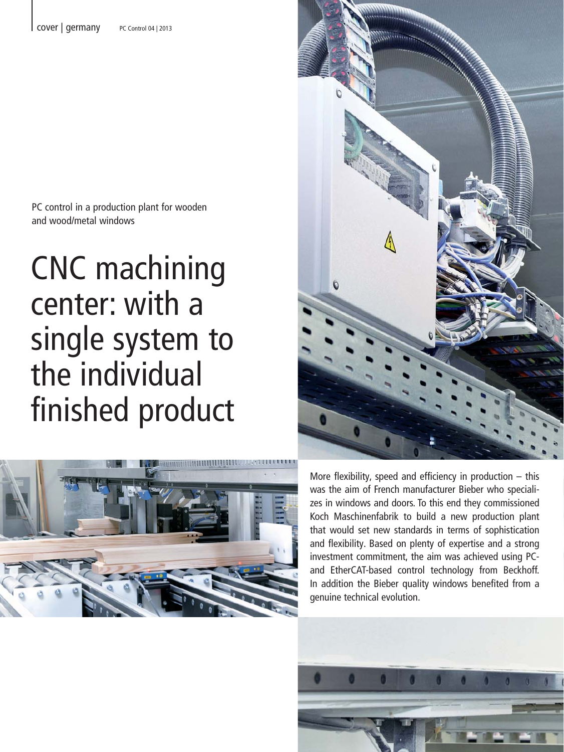PC control in a production plant for wooden and wood/metal windows

# CNC machining center: with a single system to the individual finished product

More flexibility, speed and efficiency in production – this was the aim of French manufacturer Bieber who specializes in windows and doors. To this end they commissioned Koch Maschinenfabrik to build a new production plant that would set new standards in terms of sophistication and flexibility. Based on plenty of expertise and a strong investment commitment, the aim was achieved using PC- and EtherCAT-based control technology from Beckhoff. In addition the Bieber quality windows benefited from a genuine technical evolution.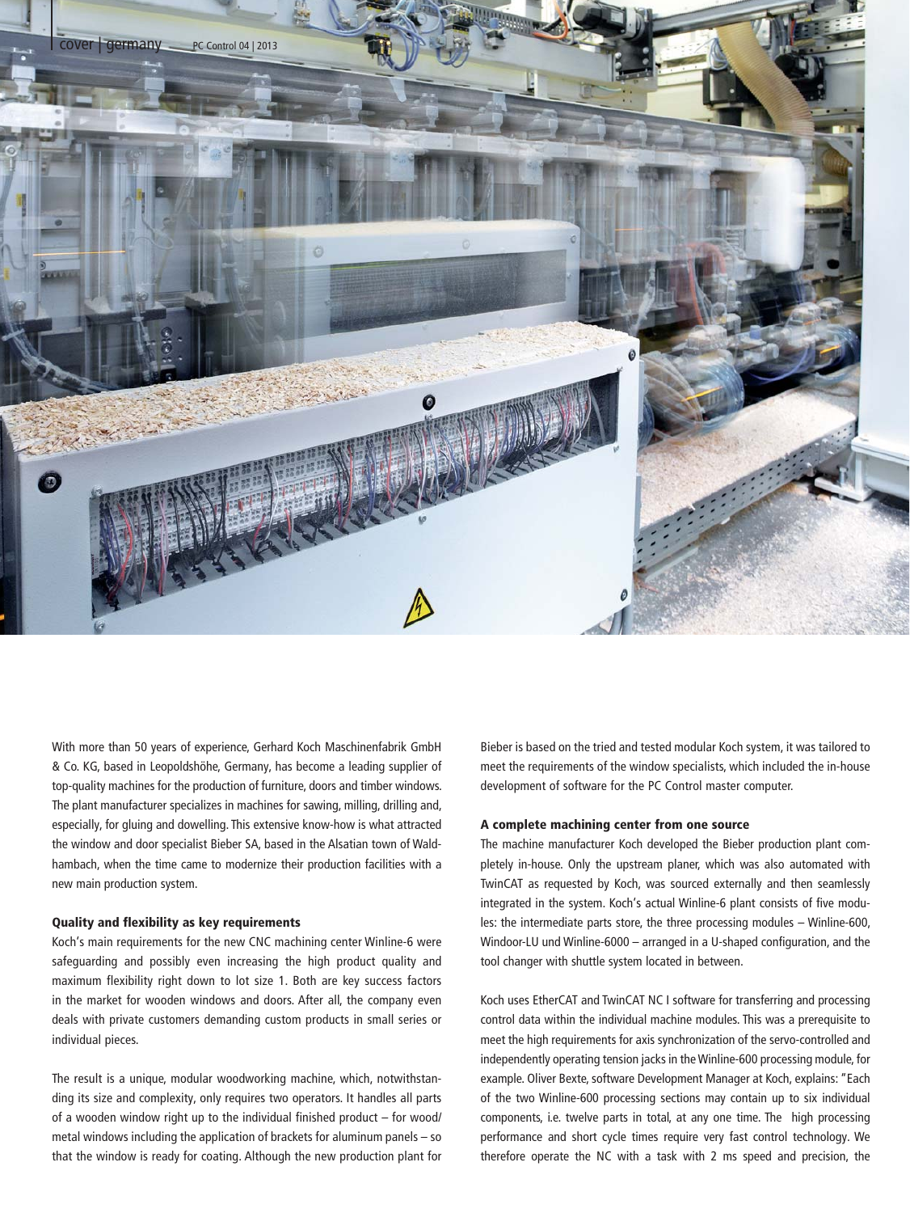With more than 50 years of experience, Gerhard Koch Maschinenfabrik GmbH & Co. KG, based in Leopoldshöhe, Germany, has become a leading supplier of top-quality machines for the production of furniture, doors and timber windows. The plant manufacturer specializes in machines for sawing, milling, drilling and, especially, for gluing and dowelling. This extensive know-how is what attracted the window and door specialist Bieber SA, based in the Alsatian town of Waldhambach, when the time came to modernize their production facilities with a new main production system.

### Quality and flexibility as key requirements

Koch's main requirements for the new CNC machining center Winline-6 were safeguarding and possibly even increasing the high product quality and maximum flexibility right down to lot size 1. Both are key success factors in the market for wooden windows and doors. After all, the company even deals with private customers demanding custom products in small series or individual pieces.

The result is a unique, modular woodworking machine, which, notwithstanding its size and complexity, only requires two operators. It handles all parts of a wooden window right up to the individual finished product – for wood/metal windows including the application of brackets for aluminum panels – so that the window is ready for coating. Although the new production plant for Bieber is based on the tried and tested modular Koch system, it was tailored to meet the requirements of the window specialists, which included the in-house development of software for the PC Control master computer.

### A complete machining center from one source

The machine manufacturer Koch developed the Bieber production plant completely in-house. Only the upstream planer, which was also automated with TwinCAT as requested by Koch, was sourced externally and then seamlessly integrated in the system. Koch's actual Winline-6 plant consists of five modules: the intermediate parts store, the three processing modules – Winline-600, Windoor-LU und Winline-6000 – arranged in a U-shaped configuration, and the tool changer with shuttle system located in between.

Koch uses EtherCAT and TwinCAT NC I software for transferring and processing control data within the individual machine modules. This was a prerequisite to meet the high requirements for axis synchronization of the servo-controlled and independently operating tension jacks in the Winline-600 processing module, for example. Oliver Bexte, software Development Manager at Koch, explains: "Each of the two Winline-600 processing sections may contain up to six individual components, i.e. twelve parts in total, at any one time. The high processing performance and short cycle times require very fast control technology. We therefore operate the NC with a task with 2 ms speed and precision, the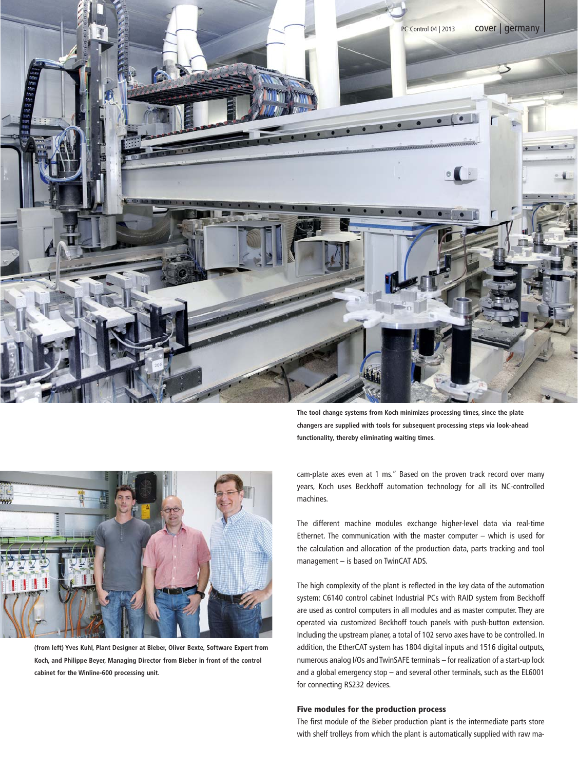The tool change systems from Koch minimizes processing times, since the plate changers are supplied with tools for subsequent processing steps via look-ahead functionality, thereby eliminating waiting times.

(from left) Yves Kuhl, Plant Designer at Bieber, Oliver Bexte, Software Expert from Koch, and Philippe Beyer, Managing Director from Bieber in front of the control cabinet for the Winline-600 processing unit.

cam-plate axes even at 1 ms." Based on the proven track record over many years, Koch uses Beckhoff automation technology for all its NC-controlled machines.

The different machine modules exchange higher-level data via real-time Ethernet. The communication with the master computer – which is used for the calculation and allocation of the production data, parts tracking and tool management – is based on TwinCAT ADS.

The high complexity of the plant is reflected in the key data of the automation system: C6140 control cabinet Industrial PCs with RAID system from Beckhoff are used as control computers in all modules and as master computer. They are operated via customized Beckhoff touch panels with push-button extension. Including the upstream planer, a total of 102 servo axes have to be controlled. In addition, the EtherCAT system has 1804 digital inputs and 1516 digital outputs, numerous analog I/Os and TwinSAFE terminals – for realization of a start-up lock and a global emergency stop – and several other terminals, such as the EL6001 for connecting RS232 devices.

### Five modules for the production process

The first module of the Bieber production plant is the intermediate parts store with shelf trolleys from which the plant is automatically supplied with raw ma-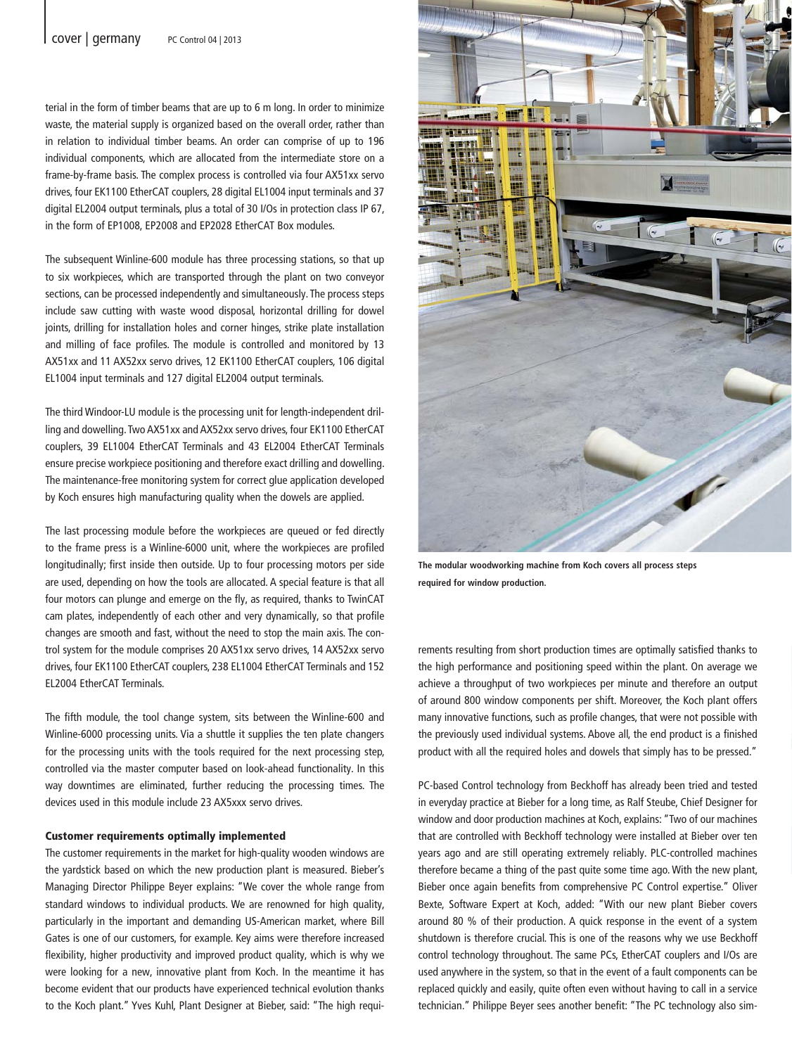terial in the form of timber beams that are up to 6 m long. In order to minimize waste, the material supply is organized based on the overall order, rather than in relation to individual timber beams. An order can comprise of up to 196 individual components, which are allocated from the intermediate store on a frame-by-frame basis. The complex process is controlled via four AX51xx servo drives, four EK1100 EtherCAT couplers, 28 digital EL1004 input terminals and 37 digital EL2004 output terminals, plus a total of 30 I/Os in protection class IP 67, in the form of EP1008, EP2008 and EP2028 EtherCAT Box modules.

The subsequent Winline-600 module has three processing stations, so that up to six workpieces, which are transported through the plant on two conveyor sections, can be processed independently and simultaneously. The process steps include saw cutting with waste wood disposal, horizontal drilling for dowel joints, drilling for installation holes and corner hinges, strike plate installation and milling of face profiles. The module is controlled and monitored by 13 AX51xx and 11 AX52xx servo drives, 12 EK1100 EtherCAT couplers, 106 digital EL1004 input terminals and 127 digital EL2004 output terminals.

The third Windoor-LU module is the processing unit for length-independent drilling and dowelling. Two AX51xx and AX52xx servo drives, four EK1100 EtherCAT couplers, 39 EL1004 EtherCAT Terminals and 43 EL2004 EtherCAT Terminals ensure precise workpiece positioning and therefore exact drilling and dowelling. The maintenance-free monitoring system for correct glue application developed by Koch ensures high manufacturing quality when the dowels are applied.

The last processing module before the workpieces are queued or fed directly to the frame press is a Winline-6000 unit, where the workpieces are profiled longitudinally; first inside then outside. Up to four processing motors per side are used, depending on how the tools are allocated. A special feature is that all four motors can plunge and emerge on the fly, as required, thanks to TwinCAT cam plates, independently of each other and very dynamically, so that profile changes are smooth and fast, without the need to stop the main axis. The control system for the module comprises 20 AX51xx servo drives, 14 AX52xx servo drives, four EK1100 EtherCAT couplers, 238 EL1004 EtherCAT Terminals and 152 EL2004 EtherCAT Terminals.

The fifth module, the tool change system, sits between the Winline-600 and Winline-6000 processing units. Via a shuttle it supplies the ten plate changers for the processing units with the tools required for the next processing step, controlled via the master computer based on look-ahead functionality. In this way downtimes are eliminated, further reducing the processing times. The devices used in this module include 23 AX5xxx servo drives.

## Customer requirements optimally implemented

The customer requirements in the market for high-quality wooden windows are the yardstick based on which the new production plant is measured. Bieber's Managing Director Philippe Beyer explains: "We cover the whole range from standard windows to individual products. We are renowned for high quality, particularly in the important and demanding US-American market, where Bill Gates is one of our customers, for example. Key aims were therefore increased flexibility, higher productivity and improved product quality, which is why we were looking for a new, innovative plant from Koch. In the meantime it has become evident that our products have experienced technical evolution thanks to the Koch plant." Yves Kuhl, Plant Designer at Bieber, said: "The high requirements resulting from short production times are optimally satisfied thanks to the high performance and positioning speed within the plant. On average we achieve a throughput of two workpieces per minute and therefore an output of around 800 window components per shift. Moreover, the Koch plant offers many innovative functions, such as profile changes, that were not possible with the previously used individual systems. Above all, the end product is a finished product with all the required holes and dowels that simply has to be pressed."

The modular woodworking machine from Koch covers all process steps required for window production.

PC-based Control technology from Beckhoff has already been tried and tested in everyday practice at Bieber for a long time, as Ralf Steube, Chief Designer for window and door production machines at Koch, explains: "Two of our machines that are controlled with Beckhoff technology were installed at Bieber over ten years ago and are still operating extremely reliably. PLC-controlled machines therefore became a thing of the past quite some time ago. With the new plant, Bieber once again benefits from comprehensive PC Control expertise." Oliver Bexte, Software Expert at Koch, added: "With our new plant Bieber covers around 80 % of their production. A quick response in the event of a system shutdown is therefore crucial. This is one of the reasons why we use Beckhoff control technology throughout. The same PCs, EtherCAT couplers and I/Os are used anywhere in the system, so that in the event of a fault components can be replaced quickly and easily, quite often even without having to call in a service technician." Philippe Beyer sees another benefit: "The PC technology also sim-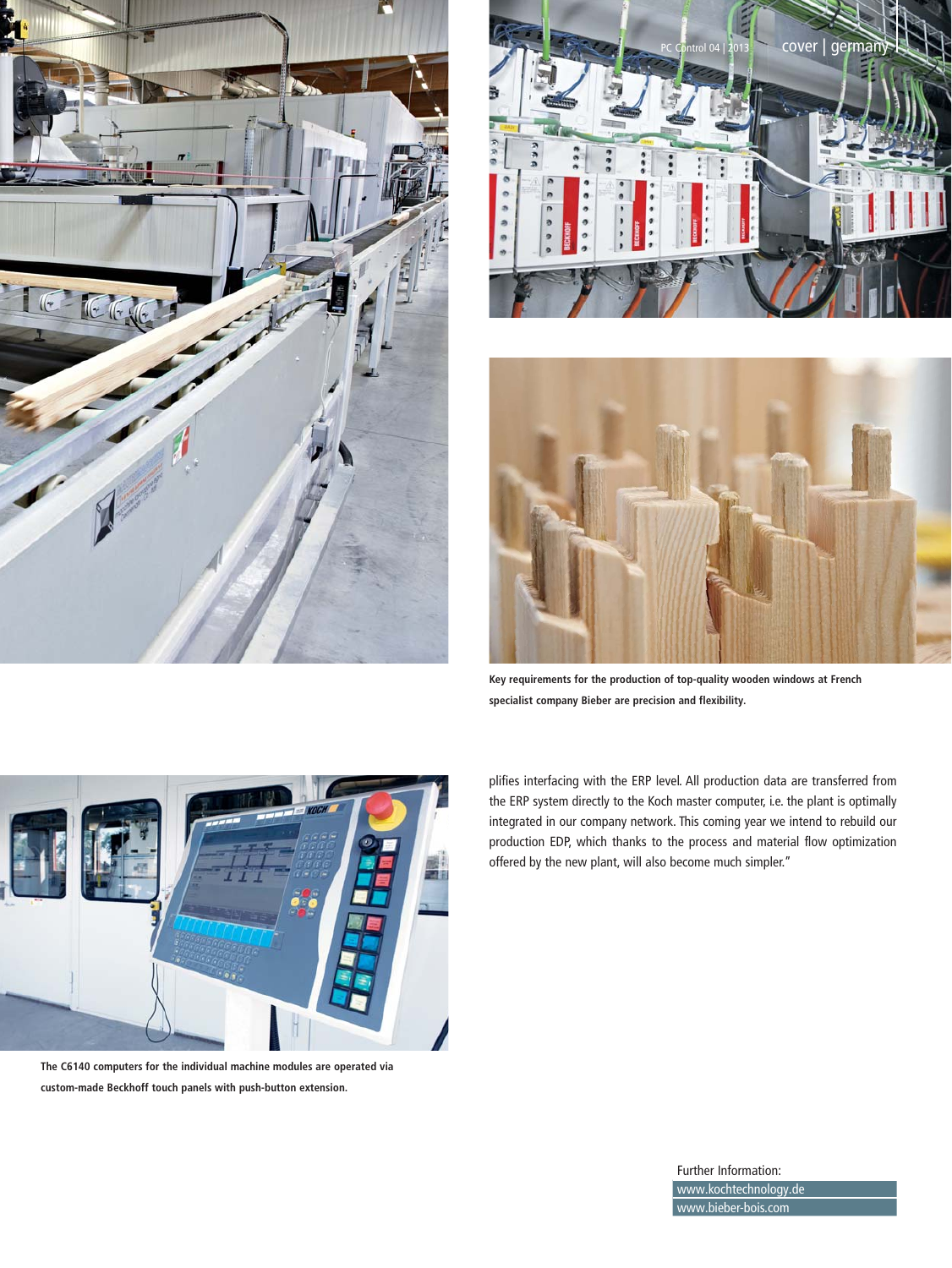Key requirements for the production of top-quality wooden windows at French specialist company Bieber are precision and flexibility.

The C6140 computers for the individual machine modules are operated via custom-made Beckhoff touch panels with push-button extension.

plifies interfacing with the ERP level. All production data are transferred from the ERP system directly to the Koch master computer, i.e. the plant is optimally integrated in our company network. This coming year we intend to rebuild our production EDP, which thanks to the process and material flow optimization offered by the new plant, will also become much simpler."

Further Information:
www.kochtechnology.de
www.bieber-bois.com